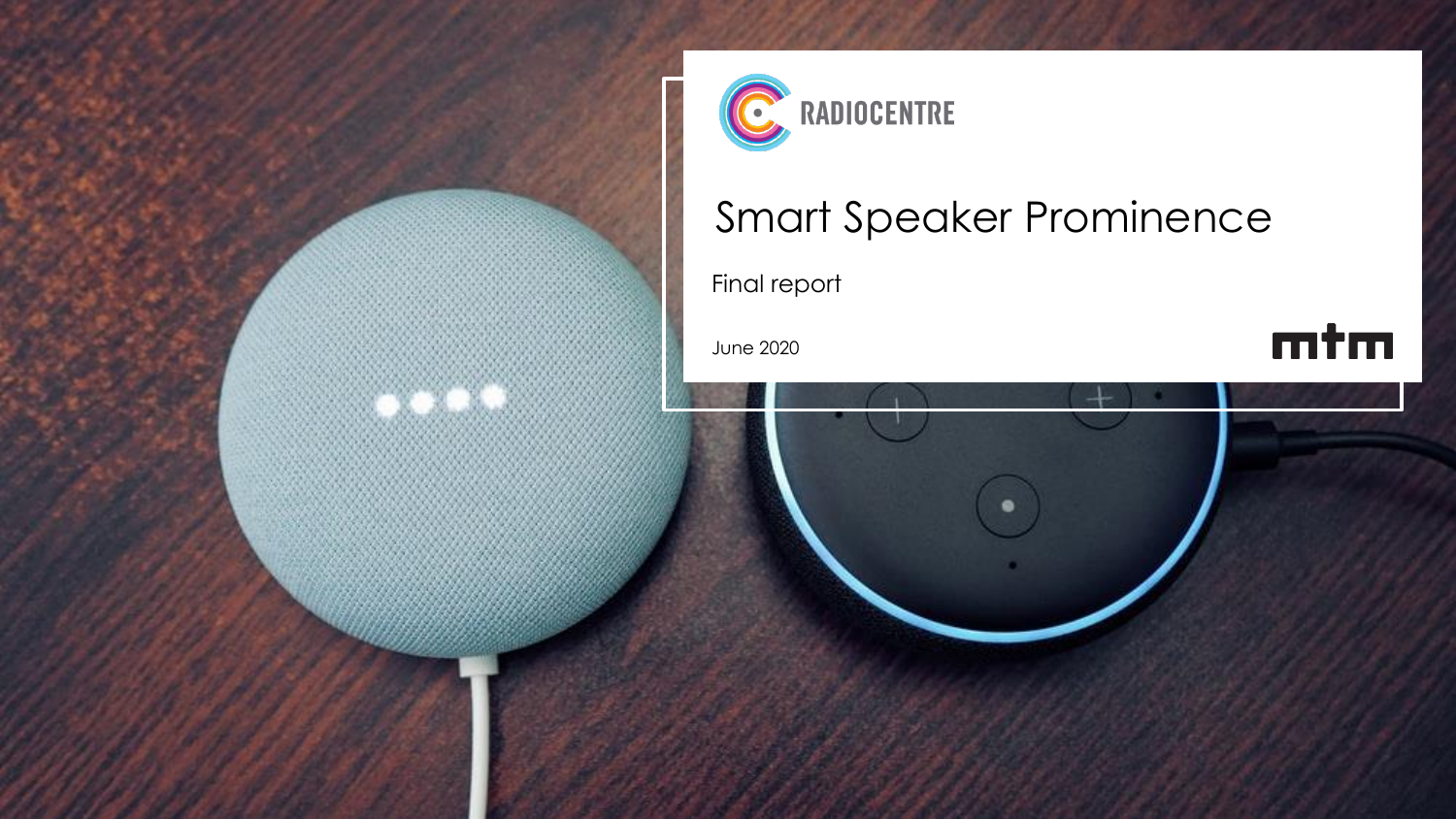RADIOCENTRE

# Smart Speaker Prominence

Final report

June 2020

mtm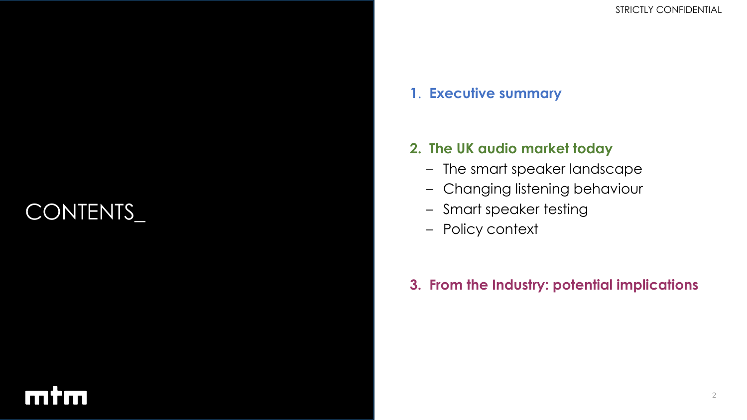# CONTENTS_

1. **Executive summary**

2. **The UK audio market today**
   - The smart speaker landscape
   - Changing listening behaviour
   - Smart speaker testing
   - Policy context

3. **From the Industry: potential implications**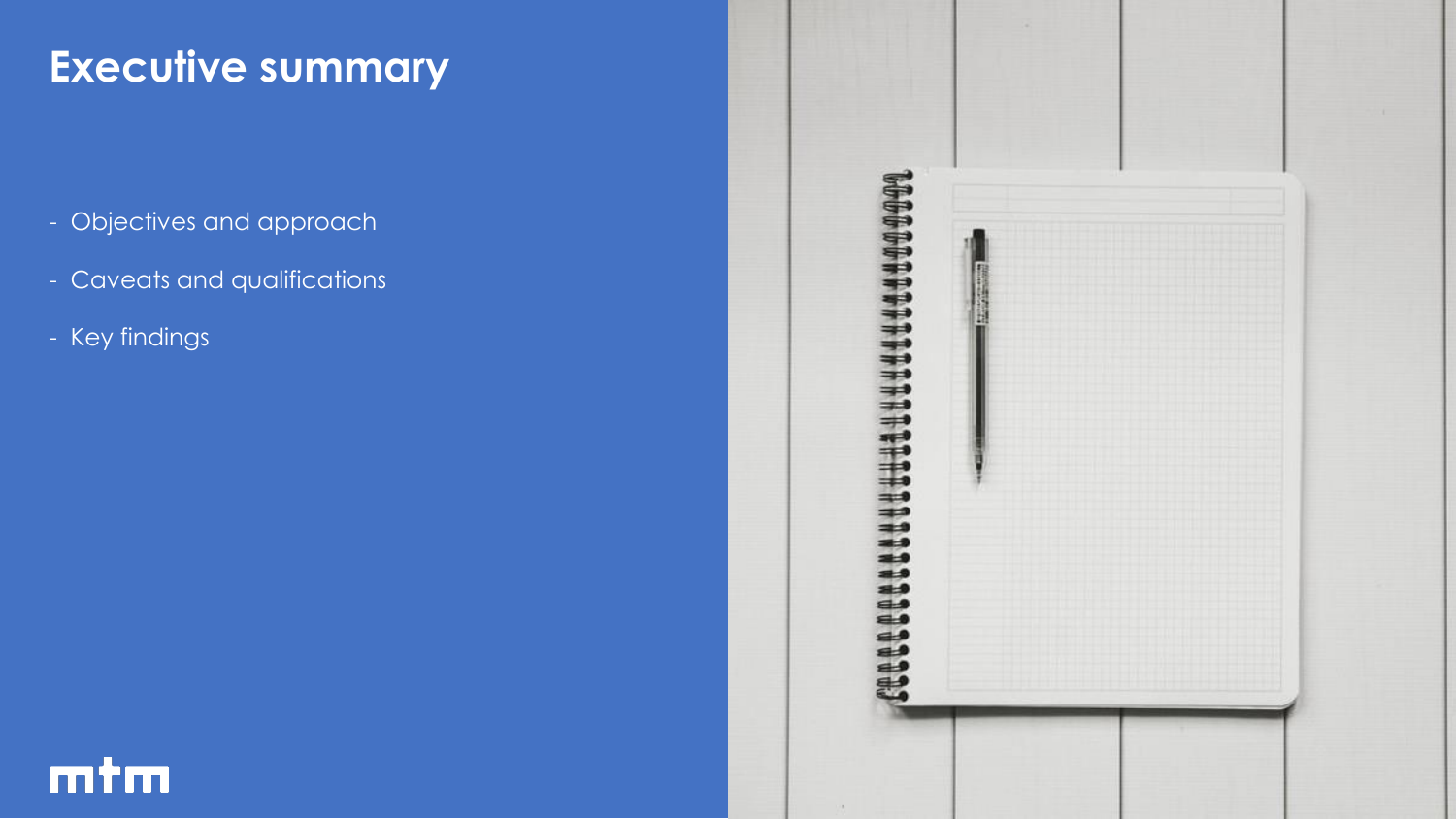# Executive summary

- Objectives and approach
- Caveats and qualifications
- Key findings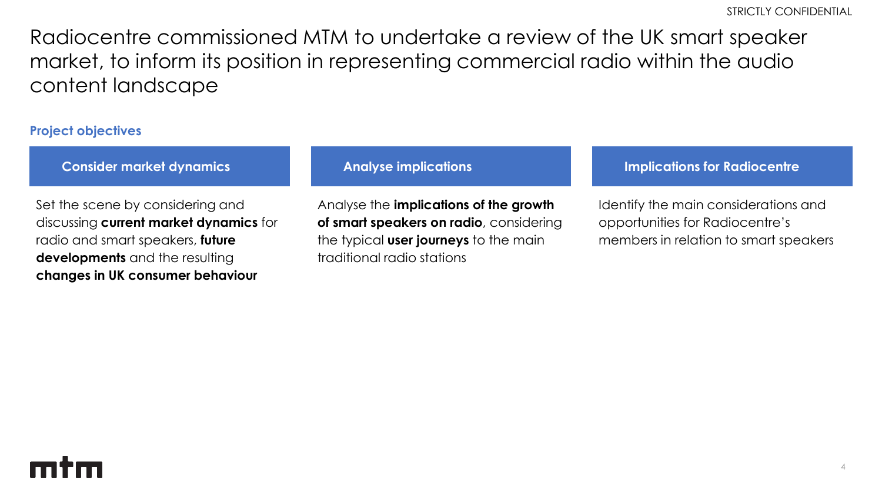# Radiocentre commissioned MTM to undertake a review of the UK smart speaker market, to inform its position in representing commercial radio within the audio content landscape

## Project objectives

### Consider market dynamics

Set the scene by considering and discussing **current market dynamics** for radio and smart speakers, **future developments** and the resulting **changes in UK consumer behaviour**

### Analyse implications

Analyse the **implications of the growth of smart speakers on radio**, considering the typical **user journeys** to the main traditional radio stations

### Implications for Radiocentre

Identify the main considerations and opportunities for Radiocentre's members in relation to smart speakers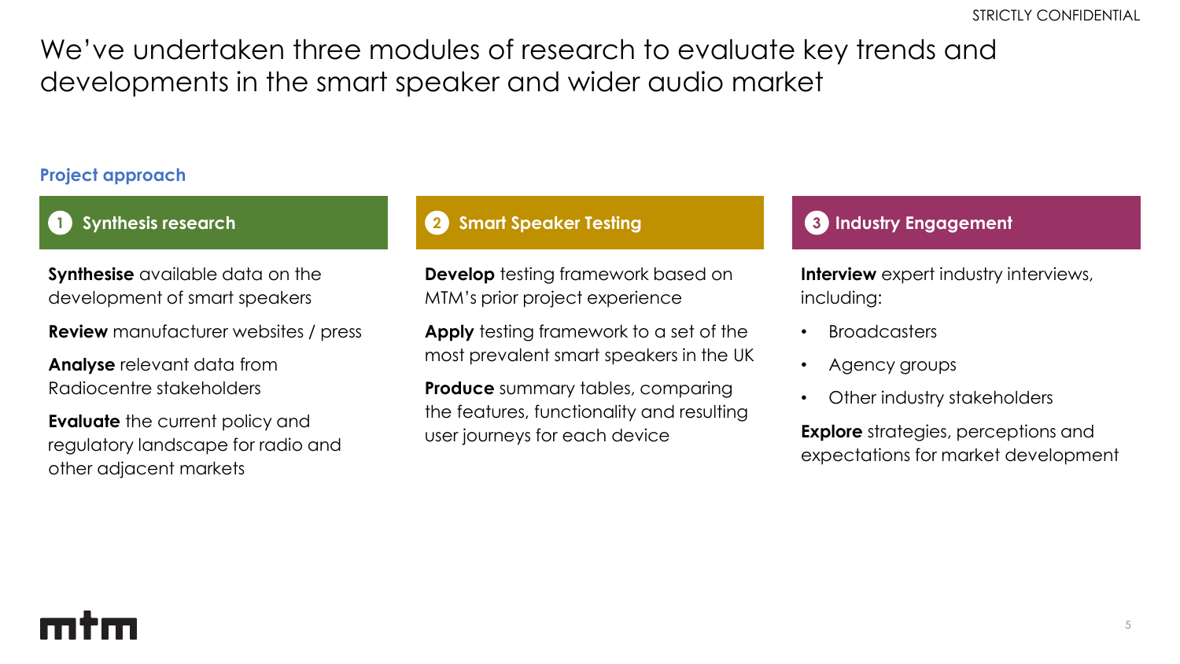# We've undertaken three modules of research to evaluate key trends and developments in the smart speaker and wider audio market

## Project approach

### 1 Synthesis research

**Synthesise** available data on the development of smart speakers

**Review** manufacturer websites / press

**Analyse** relevant data from Radiocentre stakeholders

**Evaluate** the current policy and regulatory landscape for radio and other adjacent markets

### 2 Smart Speaker Testing

**Develop** testing framework based on MTM's prior project experience

**Apply** testing framework to a set of the most prevalent smart speakers in the UK

**Produce** summary tables, comparing the features, functionality and resulting user journeys for each device

### 3 Industry Engagement

**Interview** expert industry interviews, including:

- Broadcasters
- Agency groups
- Other industry stakeholders

**Explore** strategies, perceptions and expectations for market development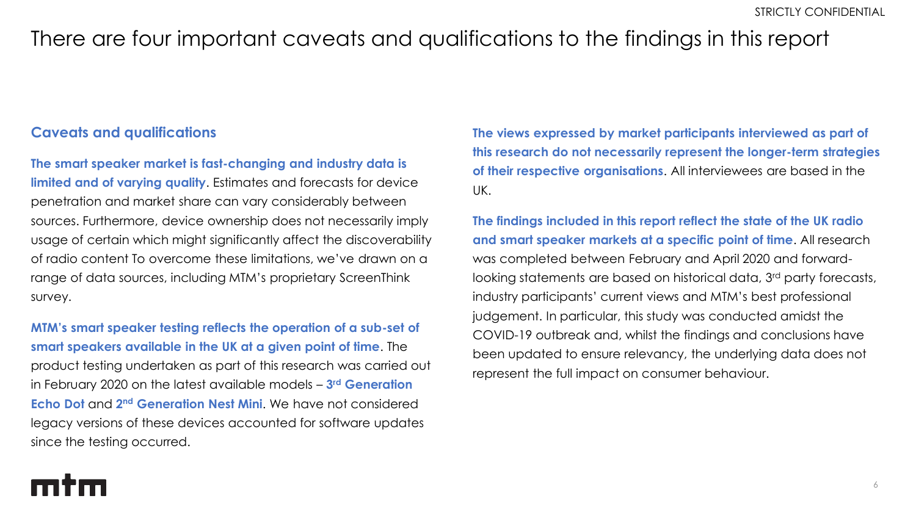# There are four important caveats and qualifications to the findings in this report

## Caveats and qualifications

**The smart speaker market is fast-changing and industry data is limited and of varying quality**. Estimates and forecasts for device penetration and market share can vary considerably between sources. Furthermore, device ownership does not necessarily imply usage of certain which might significantly affect the discoverability of radio content To overcome these limitations, we've drawn on a range of data sources, including MTM's proprietary ScreenThink survey.

**MTM's smart speaker testing reflects the operation of a sub-set of smart speakers available in the UK at a given point of time**. The product testing undertaken as part of this research was carried out in February 2020 on the latest available models – **3rd Generation Echo Dot** and **2nd Generation Nest Mini**. We have not considered legacy versions of these devices accounted for software updates since the testing occurred.

**The views expressed by market participants interviewed as part of this research do not necessarily represent the longer-term strategies of their respective organisations**. All interviewees are based in the UK.

**The findings included in this report reflect the state of the UK radio and smart speaker markets at a specific point of time**. All research was completed between February and April 2020 and forward-looking statements are based on historical data, 3rd party forecasts, industry participants' current views and MTM's best professional judgement. In particular, this study was conducted amidst the COVID-19 outbreak and, whilst the findings and conclusions have been updated to ensure relevancy, the underlying data does not represent the full impact on consumer behaviour.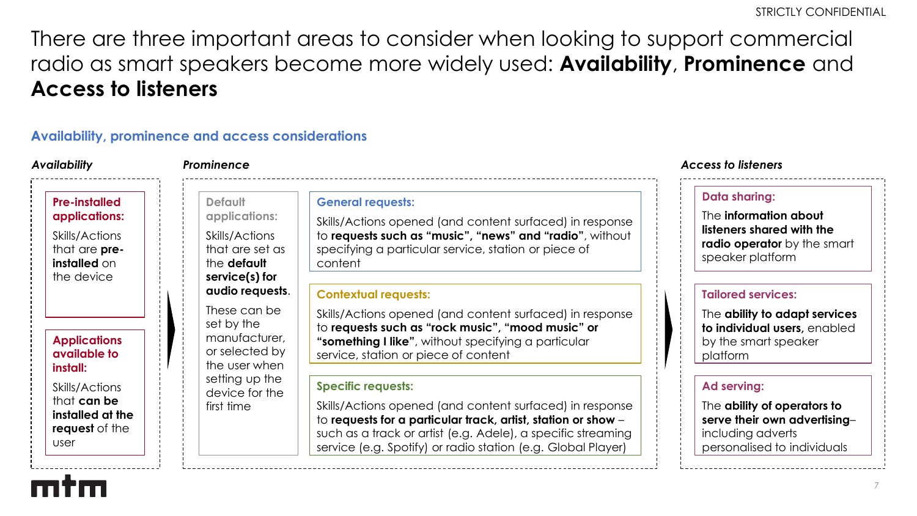# There are three important areas to consider when looking to support commercial radio as smart speakers become more widely used: **Availability**, **Prominence** and **Access to listeners**

## Availability, prominence and access considerations

### *Availability*

**Pre-installed applications:**

Skills/Actions that are **pre-installed** on the device

**Applications available to install:**

Skills/Actions that **can be installed at the request** of the user

### *Prominence*

**Default applications:**

Skills/Actions that are set as the **default service(s) for audio requests**.

These can be set by the manufacturer, or selected by the user when setting up the device for the first time

**General requests:**

Skills/Actions opened (and content surfaced) in response to **requests such as "music", "news" and "radio"**, without specifying a particular service, station or piece of content

**Contextual requests:**

Skills/Actions opened (and content surfaced) in response to **requests such as "rock music", "mood music" or "something I like"**, without specifying a particular service, station or piece of content

**Specific requests:**

Skills/Actions opened (and content surfaced) in response to **requests for a particular track, artist, station or show** – such as a track or artist (e.g. Adele), a specific streaming service (e.g. Spotify) or radio station (e.g. Global Player)

### *Access to listeners*

**Data sharing:**

The **information about listeners shared with the radio operator** by the smart speaker platform

**Tailored services:**

The **ability to adapt services to individual users**, enabled by the smart speaker platform

**Ad serving:**

The **ability of operators to serve their own advertising**– including adverts personalised to individuals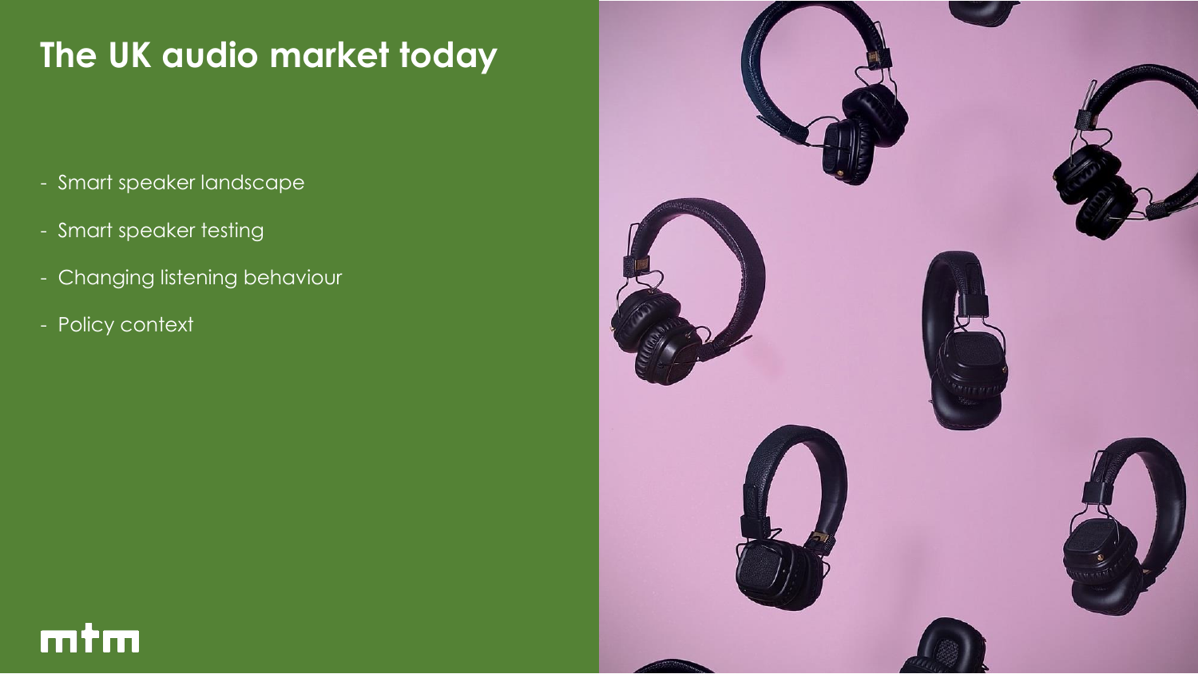# The UK audio market today

- Smart speaker landscape
- Smart speaker testing
- Changing listening behaviour
- Policy context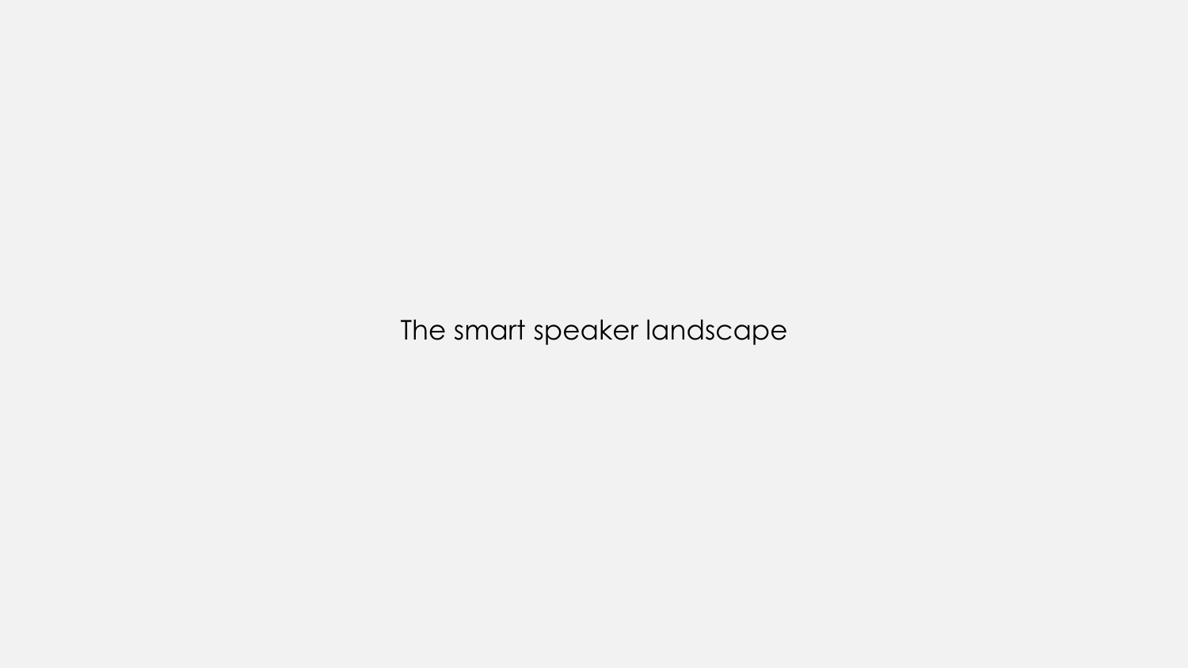# The smart speaker landscape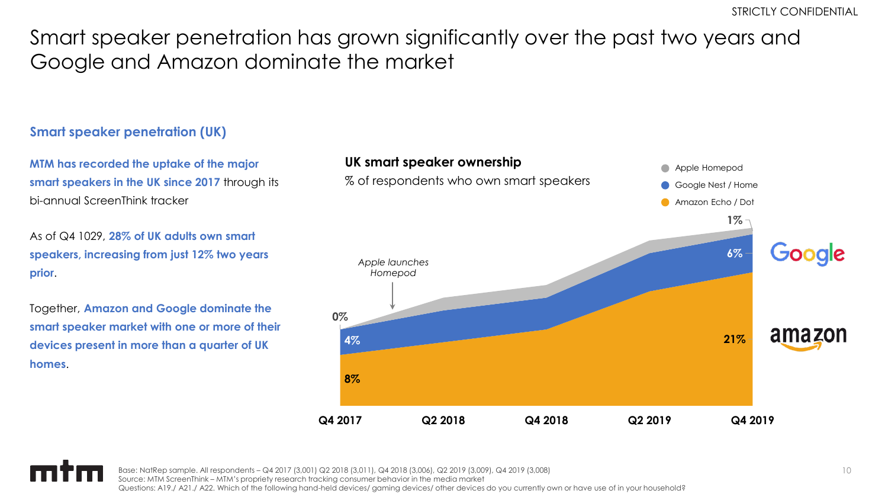# Smart speaker penetration has grown significantly over the past two years and Google and Amazon dominate the market

## Smart speaker penetration (UK)

**MTM has recorded the uptake of the major smart speakers in the UK since 2017** through its bi-annual ScreenThink tracker

As of Q4 1029, **28% of UK adults own smart speakers, increasing from just 12% two years prior**.

Together, **Amazon and Google dominate the smart speaker market with one or more of their devices present in more than a quarter of UK homes**.

**UK smart speaker ownership**

% of respondents who own smart speakers

- Apple Homepod
- Google Nest / Home
- Amazon Echo / Dot

*Apple launches Homepod*

| | Q4 2017 | Q2 2018 | Q4 2018 | Q2 2019 | Q4 2019 |
|---|---|---|---|---|---|
| Apple Homepod | 0% | | | | 1% |
| Google Nest / Home | 4% | | | | 6% |
| Amazon Echo / Dot | 8% | | | | 21% |

Google

amazon

Base: NatRep sample. All respondents – Q4 2017 (3,001) Q2 2018 (3,011), Q4 2018 (3,006), Q2 2019 (3,009), Q4 2019 (3,008)
Source: MTM ScreenThink – MTM's propriety research tracking consumer behavior in the media market
Questions: A19./ A21./ A22. Which of the following hand-held devices/ gaming devices/ other devices do you currently own or have use of in your household?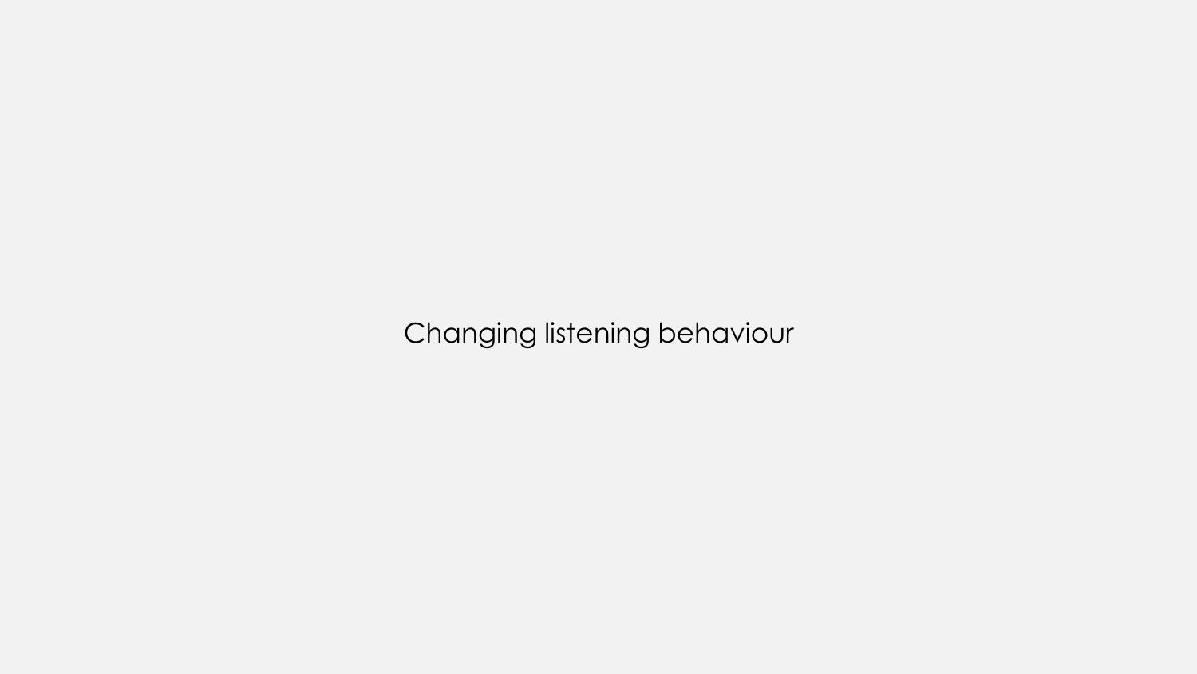# Changing listening behaviour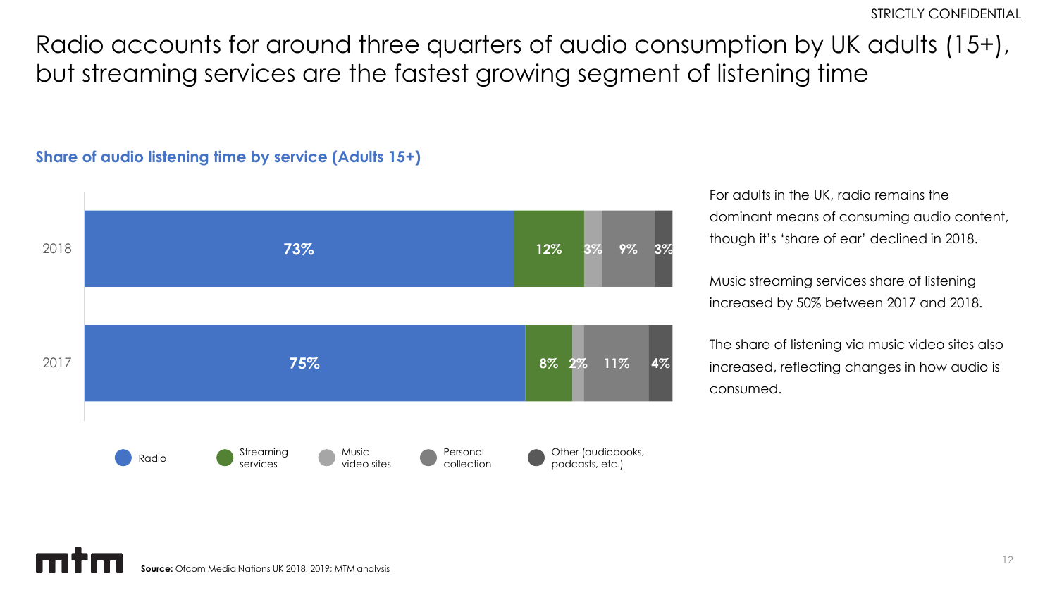# Radio accounts for around three quarters of audio consumption by UK adults (15+), but streaming services are the fastest growing segment of listening time

**Share of audio listening time by service (Adults 15+)**

| Year | Radio | Streaming services | Music video sites | Personal collection | Other (audiobooks, podcasts, etc.) |
|---|---|---|---|---|---|
| 2018 | 73% | 12% | 3% | 9% | 3% |
| 2017 | 75% | 8% | 2% | 11% | 4% |

For adults in the UK, radio remains the dominant means of consuming audio content, though it's 'share of ear' declined in 2018.

Music streaming services share of listening increased by 50% between 2017 and 2018.

The share of listening via music video sites also increased, reflecting changes in how audio is consumed.

**Source:** Ofcom Media Nations UK 2018, 2019; MTM analysis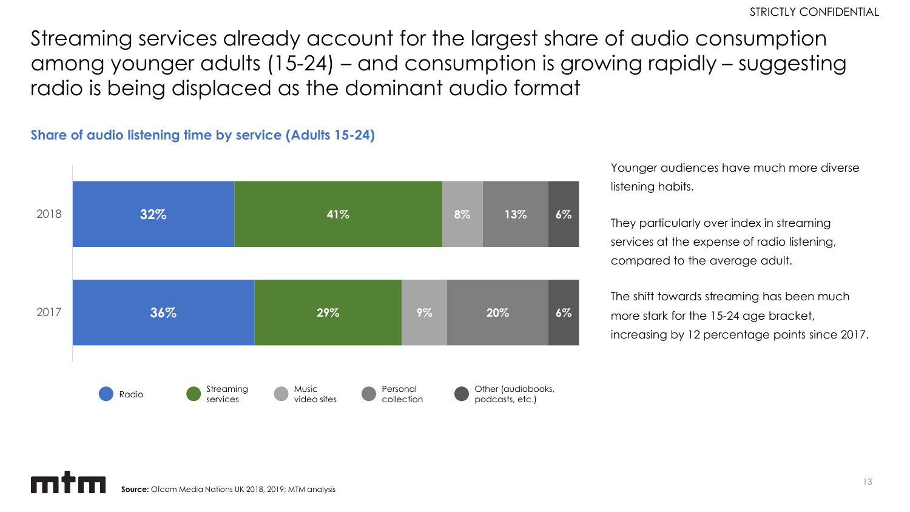# Streaming services already account for the largest share of audio consumption among younger adults (15-24) – and consumption is growing rapidly – suggesting radio is being displaced as the dominant audio format

**Share of audio listening time by service (Adults 15-24)**

| Year | Radio | Streaming services | Music video sites | Personal collection | Other (audiobooks, podcasts, etc.) |
|---|---|---|---|---|---|
| 2018 | 32% | 41% | 8% | 13% | 6% |
| 2017 | 36% | 29% | 9% | 20% | 6% |

Younger audiences have much more diverse listening habits.

They particularly over index in streaming services at the expense of radio listening, compared to the average adult.

The shift towards streaming has been much more stark for the 15-24 age bracket, increasing by 12 percentage points since 2017.

**Source:** Ofcom Media Nations UK 2018, 2019; MTM analysis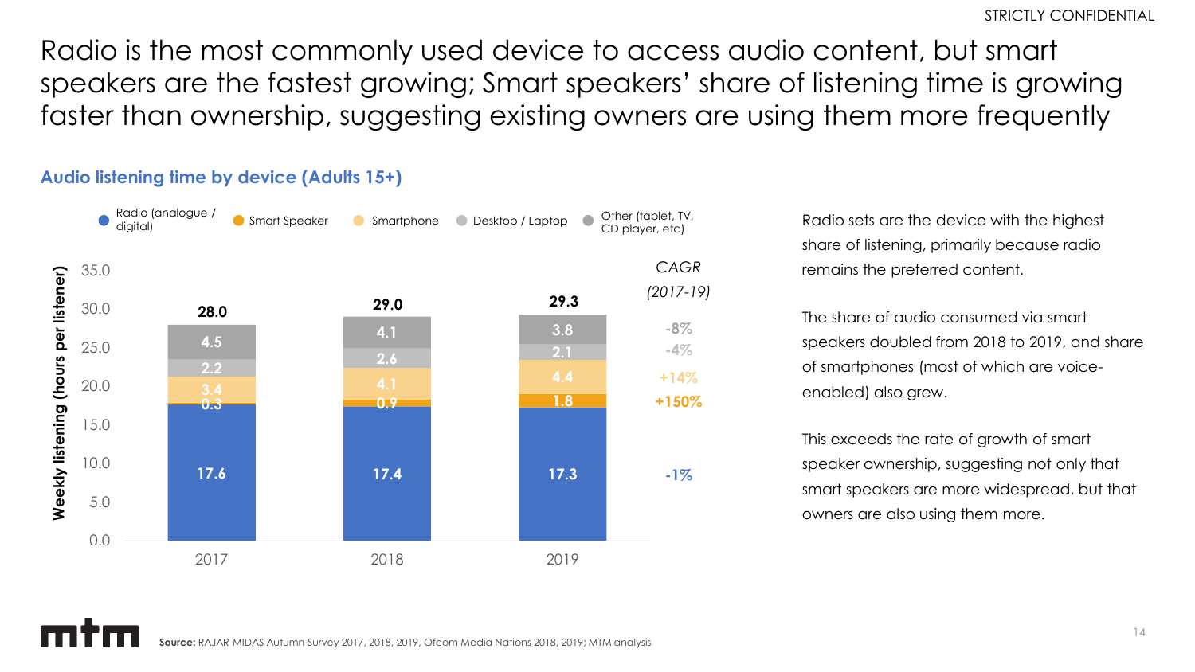# Radio is the most commonly used device to access audio content, but smart speakers are the fastest growing; Smart speakers' share of listening time is growing faster than ownership, suggesting existing owners are using them more frequently

## Audio listening time by device (Adults 15+)

Weekly listening (hours per listener)

| Device | 2017 | 2018 | 2019 | CAGR (2017-19) |
|---|---|---|---|---|
| Radio (analogue / digital) | 17.6 | 17.4 | 17.3 | -1% |
| Smart Speaker | 0.3 | 0.9 | 1.8 | +150% |
| Smartphone | 3.4 | 4.1 | 4.4 | +14% |
| Desktop / Laptop | 2.2 | 2.6 | 2.1 | -4% |
| Other (tablet, TV, CD player, etc) | 4.5 | 4.1 | 3.8 | -8% |
| **Total** | **28.0** | **29.0** | **29.3** | |

Radio sets are the device with the highest share of listening, primarily because radio remains the preferred content.

The share of audio consumed via smart speakers doubled from 2018 to 2019, and share of smartphones (most of which are voice-enabled) also grew.

This exceeds the rate of growth of smart speaker ownership, suggesting not only that smart speakers are more widespread, but that owners are also using them more.

**Source:** RAJAR MIDAS Autumn Survey 2017, 2018, 2019, Ofcom Media Nations 2018, 2019; MTM analysis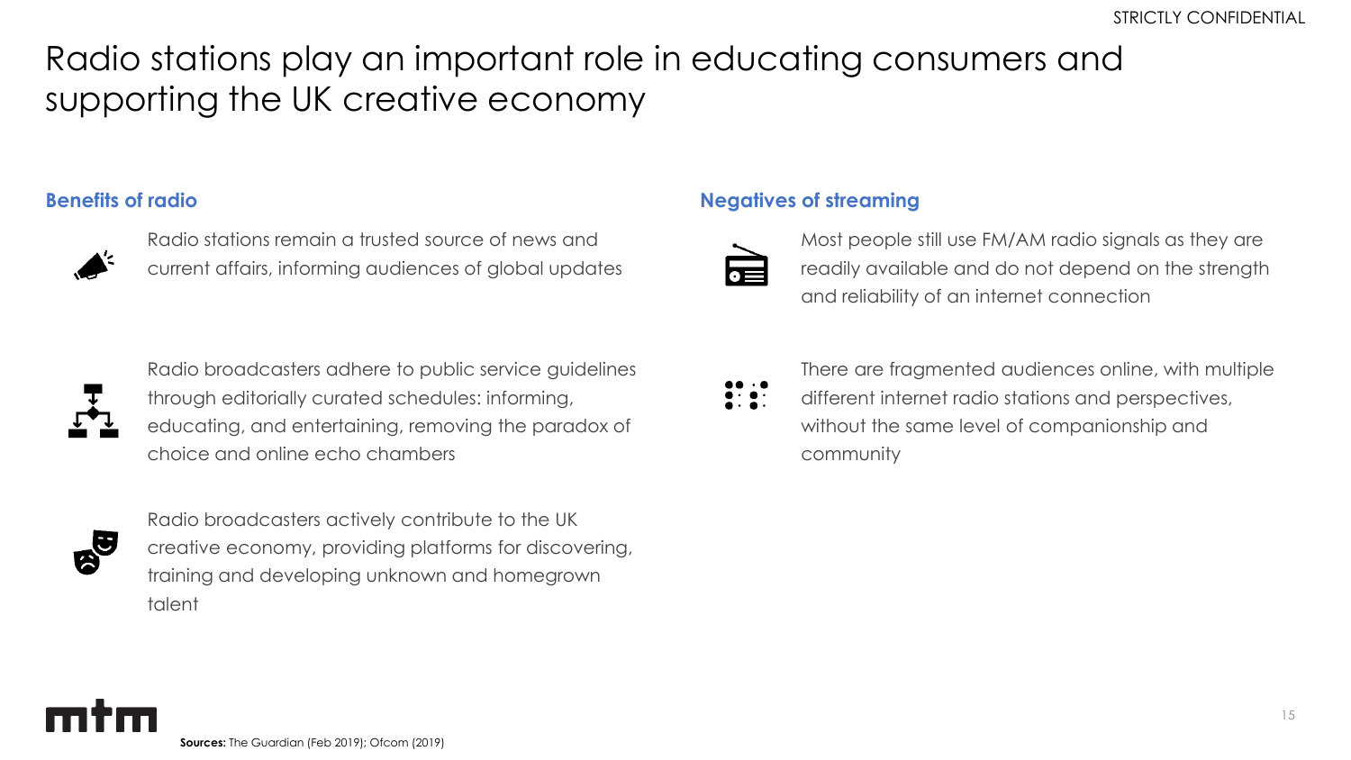# Radio stations play an important role in educating consumers and supporting the UK creative economy

## Benefits of radio

Radio stations remain a trusted source of news and current affairs, informing audiences of global updates

Radio broadcasters adhere to public service guidelines through editorially curated schedules: informing, educating, and entertaining, removing the paradox of choice and online echo chambers

Radio broadcasters actively contribute to the UK creative economy, providing platforms for discovering, training and developing unknown and homegrown talent

## Negatives of streaming

Most people still use FM/AM radio signals as they are readily available and do not depend on the strength and reliability of an internet connection

There are fragmented audiences online, with multiple different internet radio stations and perspectives, without the same level of companionship and community

**Sources:** The Guardian (Feb 2019); Ofcom (2019)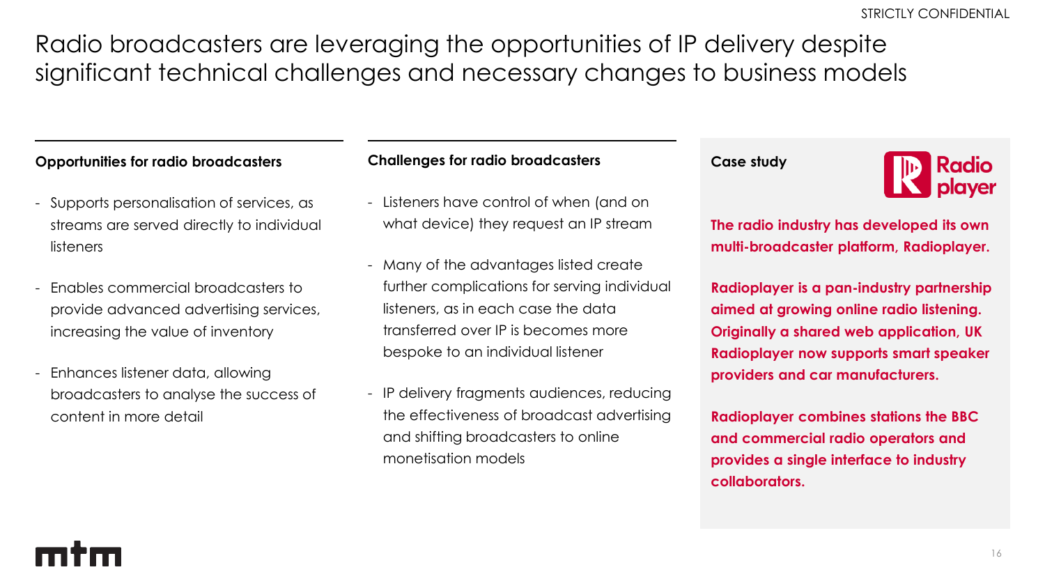# Radio broadcasters are leveraging the opportunities of IP delivery despite significant technical challenges and necessary changes to business models

### Opportunities for radio broadcasters

- Supports personalisation of services, as streams are served directly to individual listeners
- Enables commercial broadcasters to provide advanced advertising services, increasing the value of inventory
- Enhances listener data, allowing broadcasters to analyse the success of content in more detail

### Challenges for radio broadcasters

- Listeners have control of when (and on what device) they request an IP stream
- Many of the advantages listed create further complications for serving individual listeners, as in each case the data transferred over IP is becomes more bespoke to an individual listener
- IP delivery fragments audiences, reducing the effectiveness of broadcast advertising and shifting broadcasters to online monetisation models

### Case study

Radioplayer

**The radio industry has developed its own multi-broadcaster platform, Radioplayer.**

**Radioplayer is a pan-industry partnership aimed at growing online radio listening. Originally a shared web application, UK Radioplayer now supports smart speaker providers and car manufacturers.**

**Radioplayer combines stations the BBC and commercial radio operators and provides a single interface to industry collaborators.**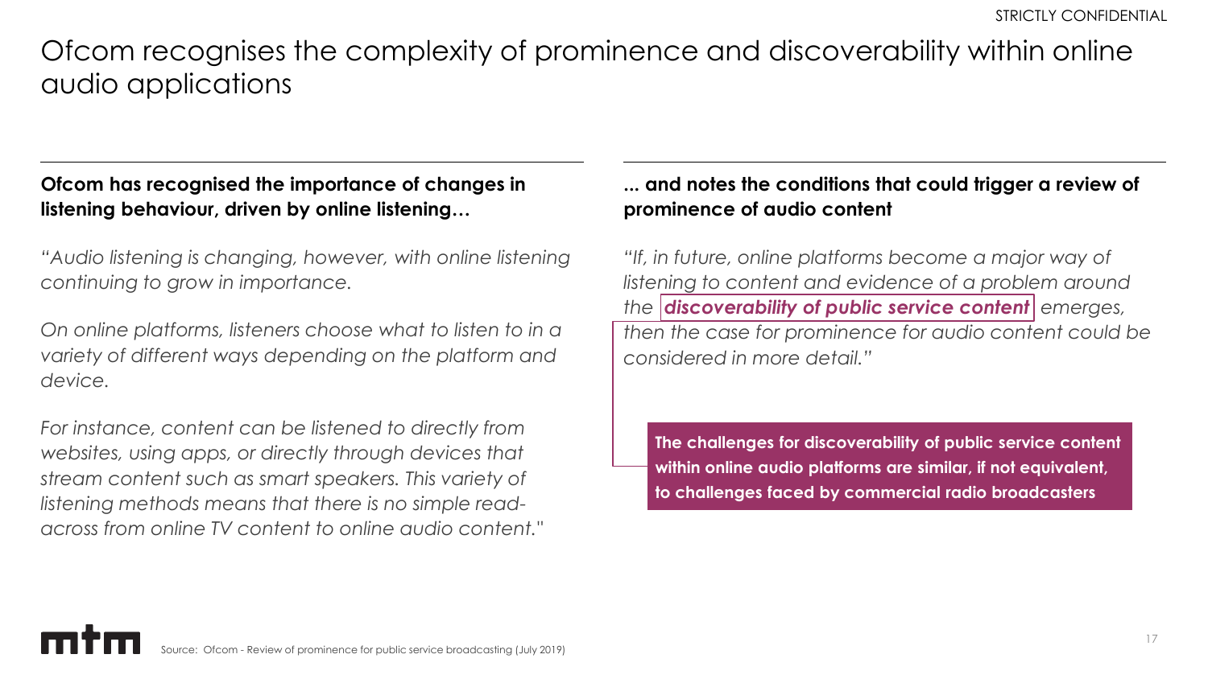# Ofcom recognises the complexity of prominence and discoverability within online audio applications

**Ofcom has recognised the importance of changes in listening behaviour, driven by online listening…**

*"Audio listening is changing, however, with online listening continuing to grow in importance.*

*On online platforms, listeners choose what to listen to in a variety of different ways depending on the platform and device.*

*For instance, content can be listened to directly from websites, using apps, or directly through devices that stream content such as smart speakers. This variety of listening methods means that there is no simple read-across from online TV content to online audio content."*

**... and notes the conditions that could trigger a review of prominence of audio content**

*"If, in future, online platforms become a major way of listening to content and evidence of a problem around the* ***discoverability of public service content*** *emerges, then the case for prominence for audio content could be considered in more detail."*

**The challenges for discoverability of public service content within online audio platforms are similar, if not equivalent, to challenges faced by commercial radio broadcasters**

Source: Ofcom - Review of prominence for public service broadcasting (July 2019)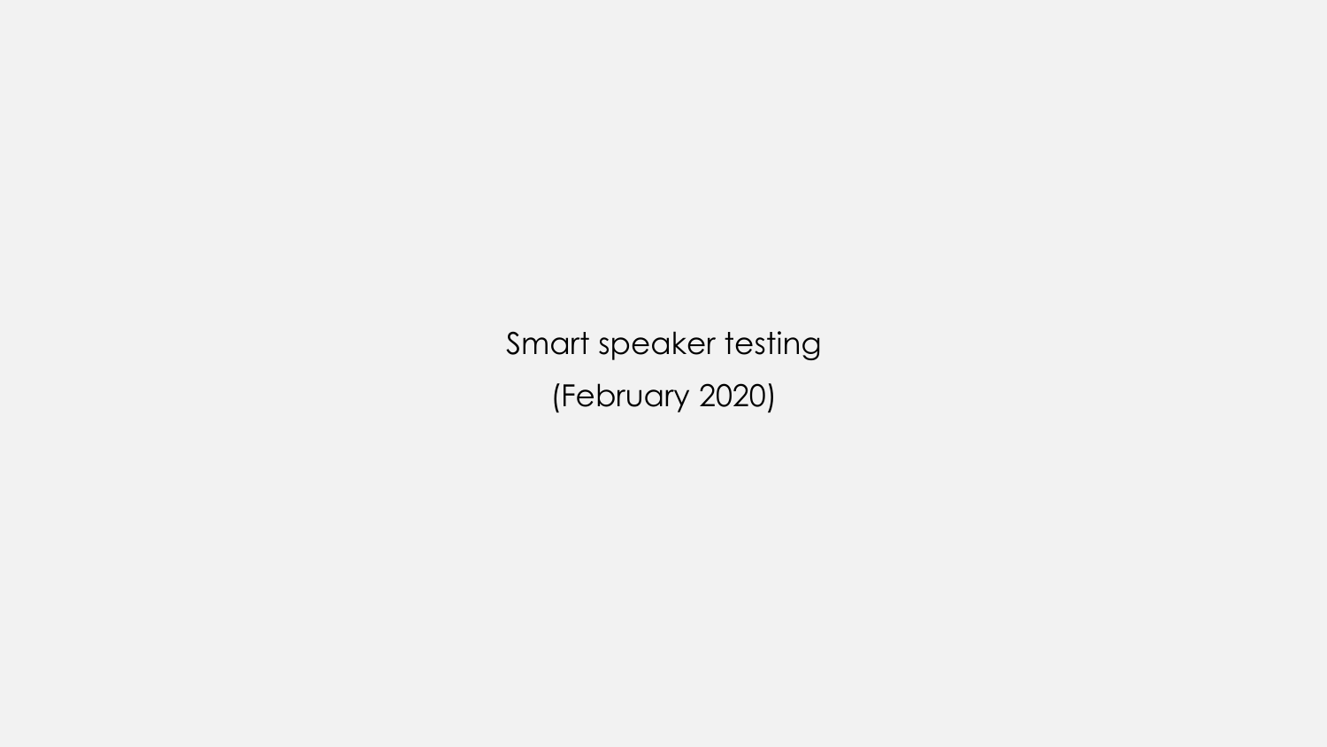Smart speaker testing

(February 2020)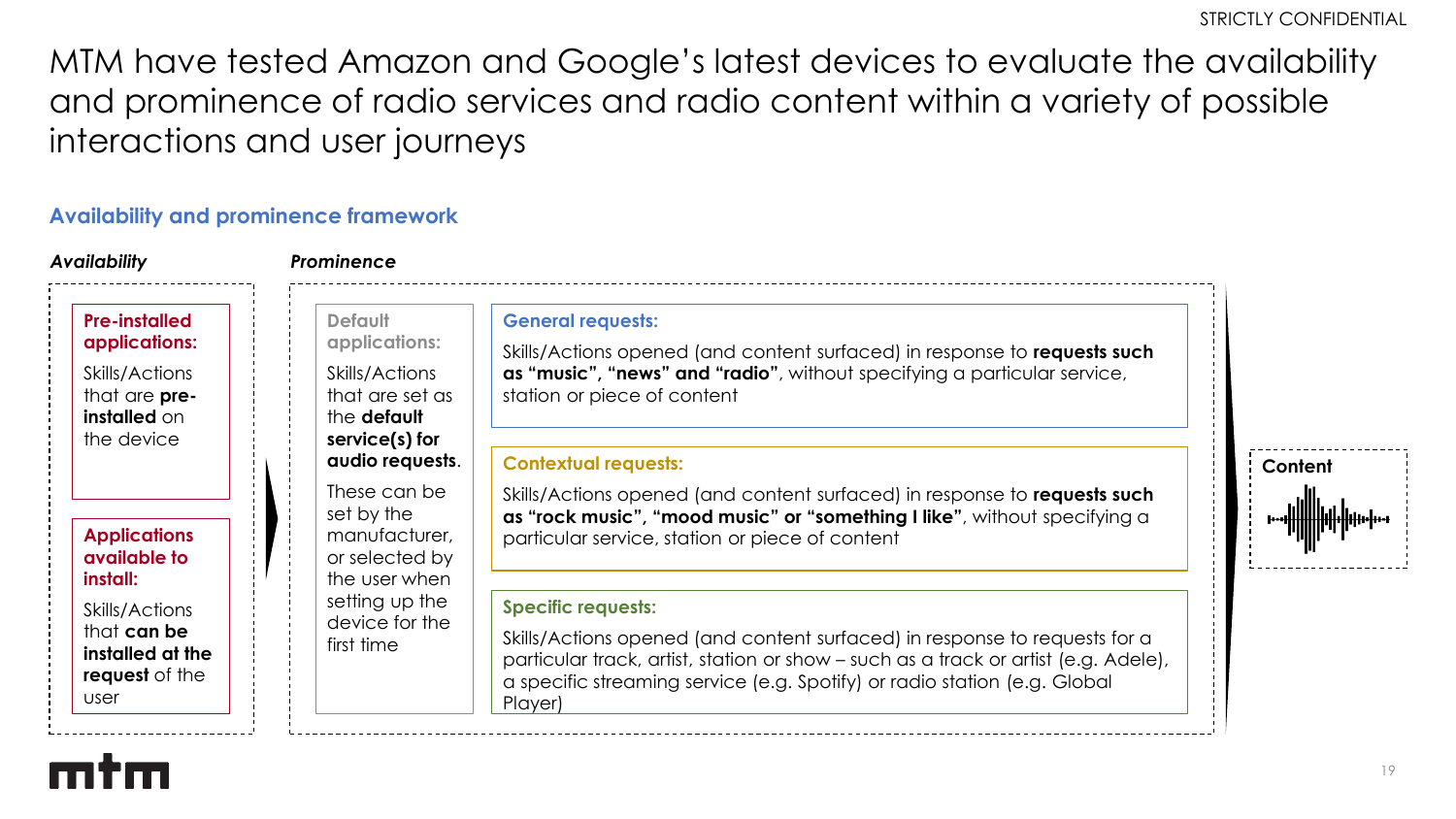STRICTLY CONFIDENTIAL

# MTM have tested Amazon and Google's latest devices to evaluate the availability and prominence of radio services and radio content within a variety of possible interactions and user journeys

## Availability and prominence framework

### *Availability*

**Pre-installed applications:**

Skills/Actions that are **pre-installed** on the device

**Applications available to install:**

Skills/Actions that **can be installed at the request** of the user

### *Prominence*

**Default applications:**

Skills/Actions that are set as the **default service(s) for audio requests**.

These can be set by the manufacturer, or selected by the user when setting up the device for the first time

**General requests:**

Skills/Actions opened (and content surfaced) in response to **requests such as "music", "news" and "radio"**, without specifying a particular service, station or piece of content

**Contextual requests:**

Skills/Actions opened (and content surfaced) in response to **requests such as "rock music", "mood music" or "something I like"**, without specifying a particular service, station or piece of content

**Specific requests:**

Skills/Actions opened (and content surfaced) in response to requests for a particular track, artist, station or show – such as a track or artist (e.g. Adele), a specific streaming service (e.g. Spotify) or radio station (e.g. Global Player)

**Content**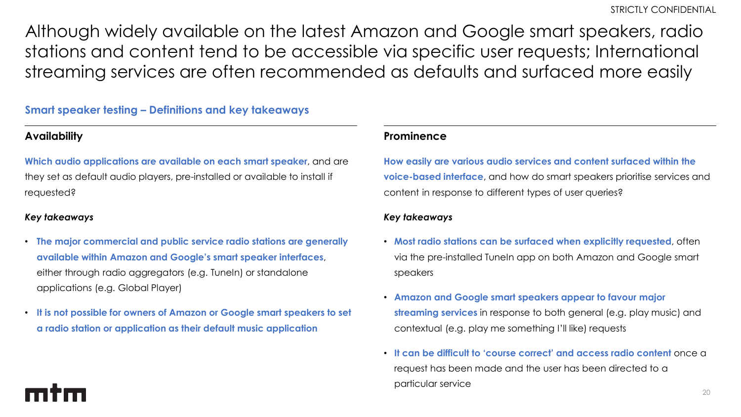# Although widely available on the latest Amazon and Google smart speakers, radio stations and content tend to be accessible via specific user requests; International streaming services are often recommended as defaults and surfaced more easily

## Smart speaker testing – Definitions and key takeaways

### Availability

**Which audio applications are available on each smart speaker**, and are they set as default audio players, pre-installed or available to install if requested?

***Key takeaways***

- **The major commercial and public service radio stations are generally available within Amazon and Google's smart speaker interfaces**, either through radio aggregators (e.g. TuneIn) or standalone applications (e.g. Global Player)
- **It is not possible for owners of Amazon or Google smart speakers to set a radio station or application as their default music application**

### Prominence

**How easily are various audio services and content surfaced within the voice-based interface**, and how do smart speakers prioritise services and content in response to different types of user queries?

***Key takeaways***

- **Most radio stations can be surfaced when explicitly requested**, often via the pre-installed TuneIn app on both Amazon and Google smart speakers
- **Amazon and Google smart speakers appear to favour major streaming services** in response to both general (e.g. play music) and contextual (e.g. play me something I'll like) requests
- **It can be difficult to 'course correct' and access radio content** once a request has been made and the user has been directed to a particular service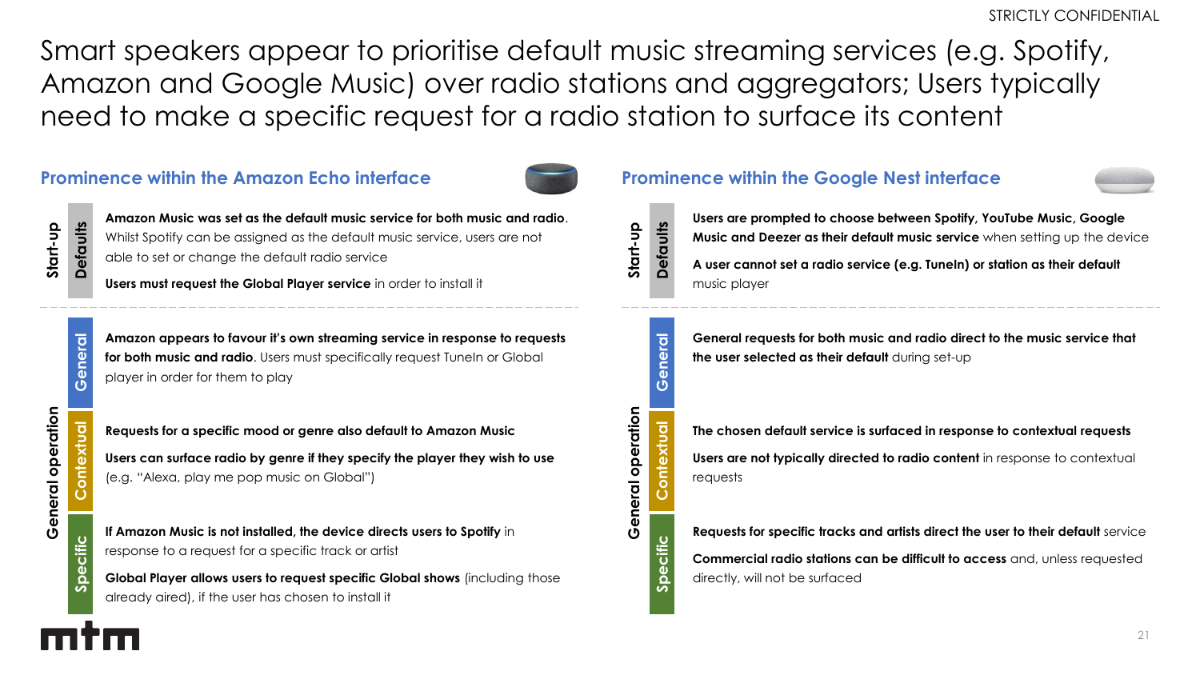# Smart speakers appear to prioritise default music streaming services (e.g. Spotify, Amazon and Google Music) over radio stations and aggregators; Users typically need to make a specific request for a radio station to surface its content

## Prominence within the Amazon Echo interface

### Start-up

**Defaults**

**Amazon Music was set as the default music service for both music and radio**. Whilst Spotify can be assigned as the default music service, users are not able to set or change the default radio service

**Users must request the Global Player service** in order to install it

### General operation

**General**

**Amazon appears to favour it's own streaming service in response to requests for both music and radio**. Users must specifically request TuneIn or Global player in order for them to play

**Contextual**

**Requests for a specific mood or genre also default to Amazon Music**

**Users can surface radio by genre if they specify the player they wish to use** (e.g. "Alexa, play me pop music on Global")

**Specific**

**If Amazon Music is not installed, the device directs users to Spotify** in response to a request for a specific track or artist

**Global Player allows users to request specific Global shows** (including those already aired), if the user has chosen to install it

## Prominence within the Google Nest interface

### Start-up

**Defaults**

**Users are prompted to choose between Spotify, YouTube Music, Google Music and Deezer as their default music service** when setting up the device

**A user cannot set a radio service (e.g. TuneIn) or station as their default** music player

### General operation

**General**

**General requests for both music and radio direct to the music service that the user selected as their default** during set-up

**Contextual**

**The chosen default service is surfaced in response to contextual requests**

**Users are not typically directed to radio content** in response to contextual requests

**Specific**

**Requests for specific tracks and artists direct the user to their default** service

**Commercial radio stations can be difficult to access** and, unless requested directly, will not be surfaced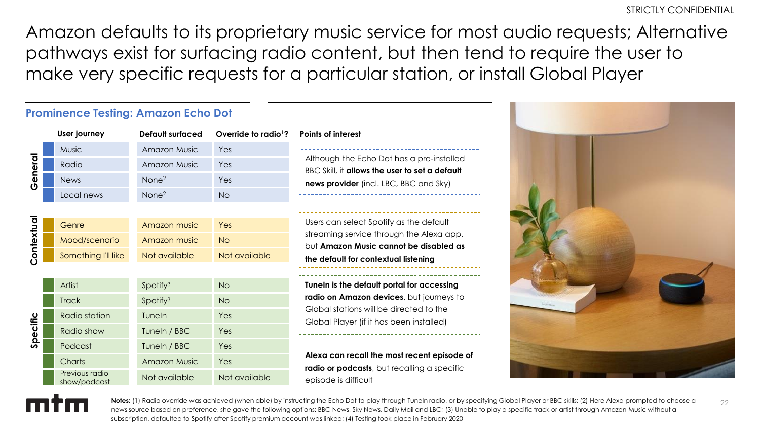# Amazon defaults to its proprietary music service for most audio requests; Alternative pathways exist for surfacing radio content, but then tend to require the user to make very specific requests for a particular station, or install Global Player

## Prominence Testing: Amazon Echo Dot

| | User journey | Default surfaced | Override to radio[1]? |
|---|---|---|---|
| General | Music | Amazon Music | Yes |
| General | Radio | Amazon Music | Yes |
| General | News | None[2] | Yes |
| General | Local news | None[2] | No |
| Contextual | Genre | Amazon music | Yes |
| Contextual | Mood/scenario | Amazon music | No |
| Contextual | Something I'll like | Not available | Not available |
| Specific | Artist | Spotify[3] | No |
| Specific | Track | Spotify[3] | No |
| Specific | Radio station | TuneIn | Yes |
| Specific | Radio show | TuneIn / BBC | Yes |
| Specific | Podcast | TuneIn / BBC | Yes |
| Specific | Charts | Amazon Music | Yes |
| Specific | Previous radio show/podcast | Not available | Not available |

### Points of interest

- Although the Echo Dot has a pre-installed BBC Skill, it **allows the user to set a default news provider** (incl. LBC, BBC and Sky)
- Users can select Spotify as the default streaming service through the Alexa app, but **Amazon Music cannot be disabled as the default for contextual listening**
- **TuneIn is the default portal for accessing radio on Amazon devices**, but journeys to Global stations will be directed to the Global Player (if it has been installed)
- **Alexa can recall the most recent episode of radio or podcasts**, but recalling a specific episode is difficult

**Notes:** (1) Radio override was achieved (when able) by instructing the Echo Dot to play through TuneIn radio, or by specifying Global Player or BBC skills; (2) Here Alexa prompted to choose a news source based on preference, she gave the following options: BBC News, Sky News, Daily Mail and LBC; (3) Unable to play a specific track or artist through Amazon Music without a subscription, defaulted to Spotify after Spotify premium account was linked; (4) Testing took place in February 2020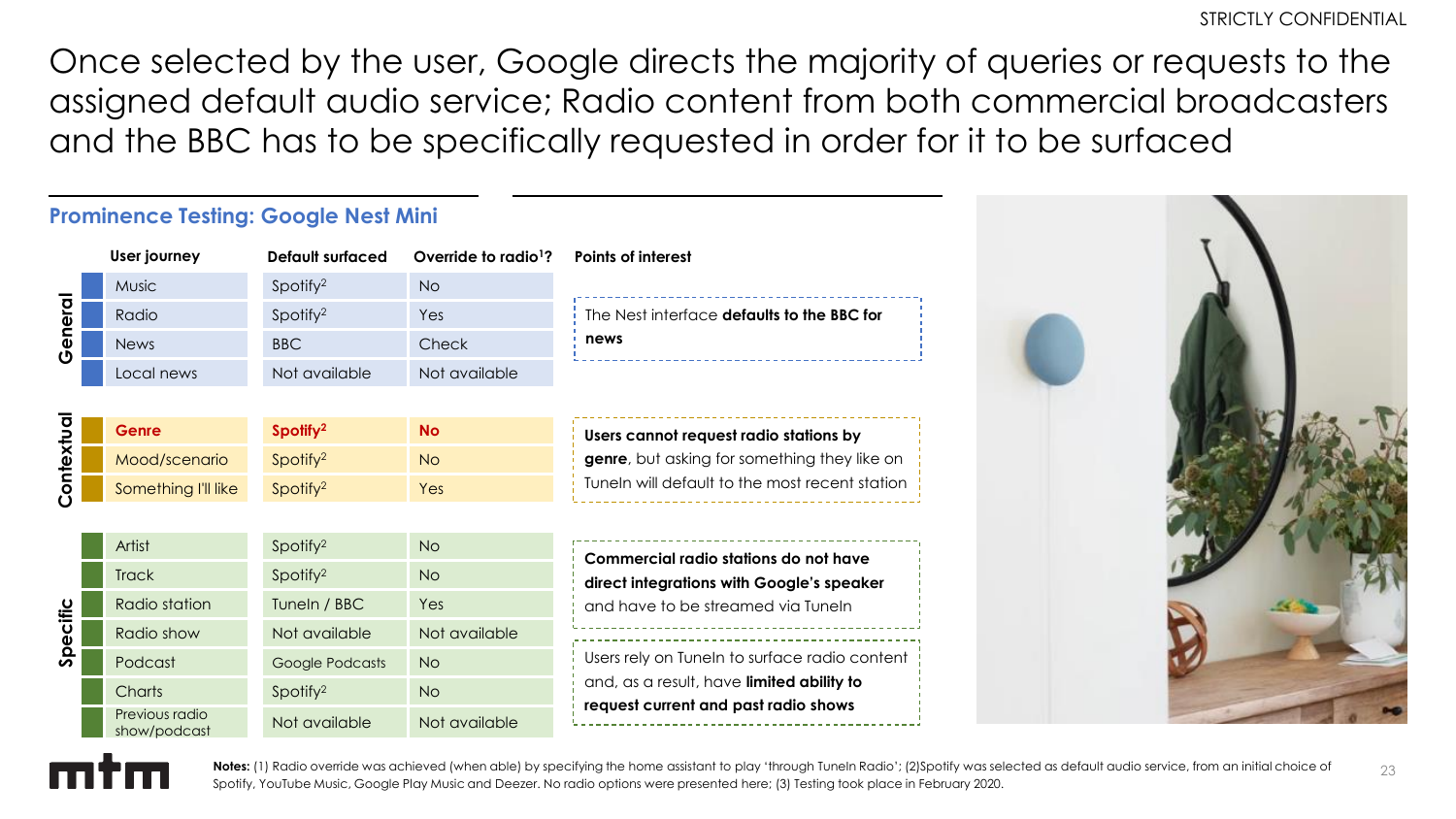STRICTLY CONFIDENTIAL

# Once selected by the user, Google directs the majority of queries or requests to the assigned default audio service; Radio content from both commercial broadcasters and the BBC has to be specifically requested in order for it to be surfaced

## Prominence Testing: Google Nest Mini

| | User journey | Default surfaced | Override to radio[1]? | Points of interest |
|---|---|---|---|---|
| General | Music | Spotify[2] | No | |
| General | Radio | Spotify[2] | Yes | The Nest interface **defaults to the BBC for news** |
| General | News | BBC | Check | |
| General | Local news | Not available | Not available | |
| Contextual | **Genre** | **Spotify[2]** | **No** | **Users cannot request radio stations by genre**, but asking for something they like on TuneIn will default to the most recent station |
| Contextual | Mood/scenario | Spotify[2] | No | |
| Contextual | Something I'll like | Spotify[2] | Yes | |
| Specific | Artist | Spotify[2] | No | **Commercial radio stations do not have direct integrations with Google's speaker** and have to be streamed via TuneIn |
| Specific | Track | Spotify[2] | No | |
| Specific | Radio station | TuneIn / BBC | Yes | |
| Specific | Radio show | Not available | Not available | Users rely on TuneIn to surface radio content and, as a result, have **limited ability to request current and past radio shows** |
| Specific | Podcast | Google Podcasts | No | |
| Specific | Charts | Spotify[2] | No | |
| Specific | Previous radio show/podcast | Not available | Not available | |

**Notes:** (1) Radio override was achieved (when able) by specifying the home assistant to play 'through TuneIn Radio'; (2)Spotify was selected as default audio service, from an initial choice of Spotify, YouTube Music, Google Play Music and Deezer. No radio options were presented here; (3) Testing took place in February 2020.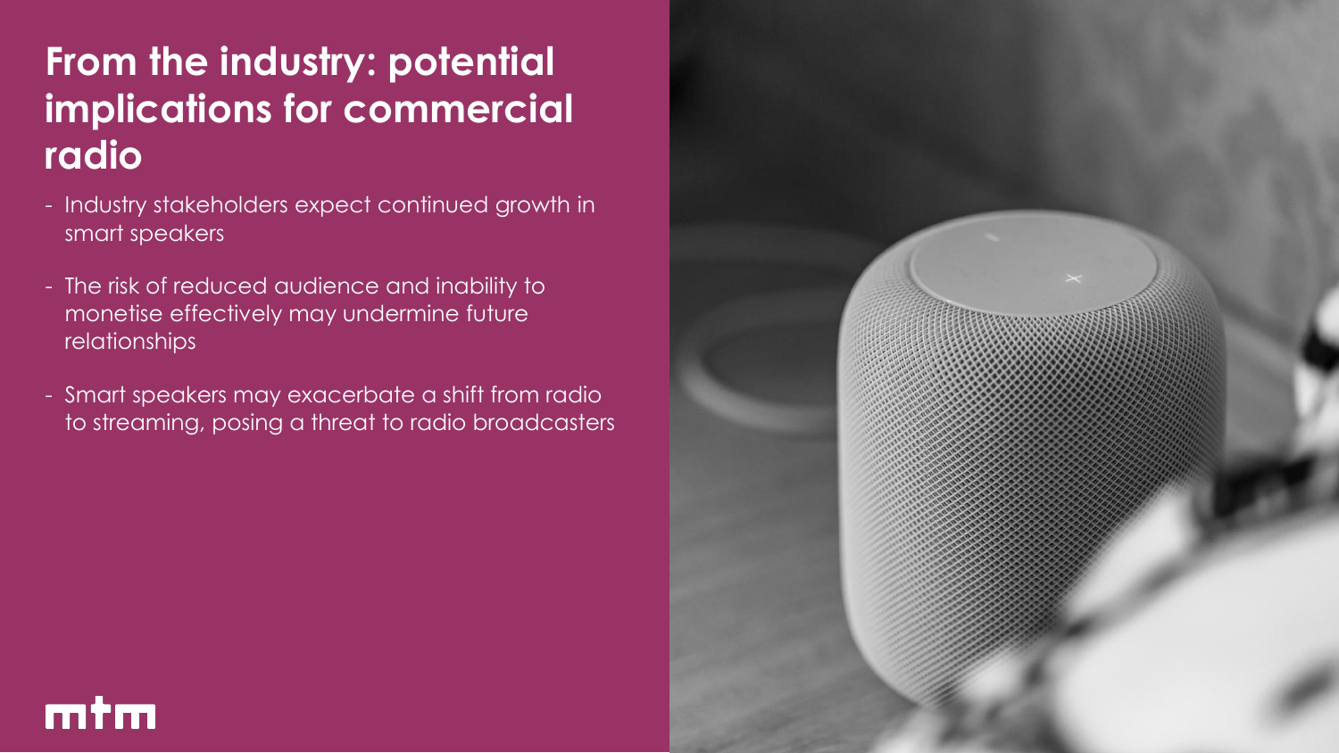# From the industry: potential implications for commercial radio

- Industry stakeholders expect continued growth in smart speakers
- The risk of reduced audience and inability to monetise effectively may undermine future relationships
- Smart speakers may exacerbate a shift from radio to streaming, posing a threat to radio broadcasters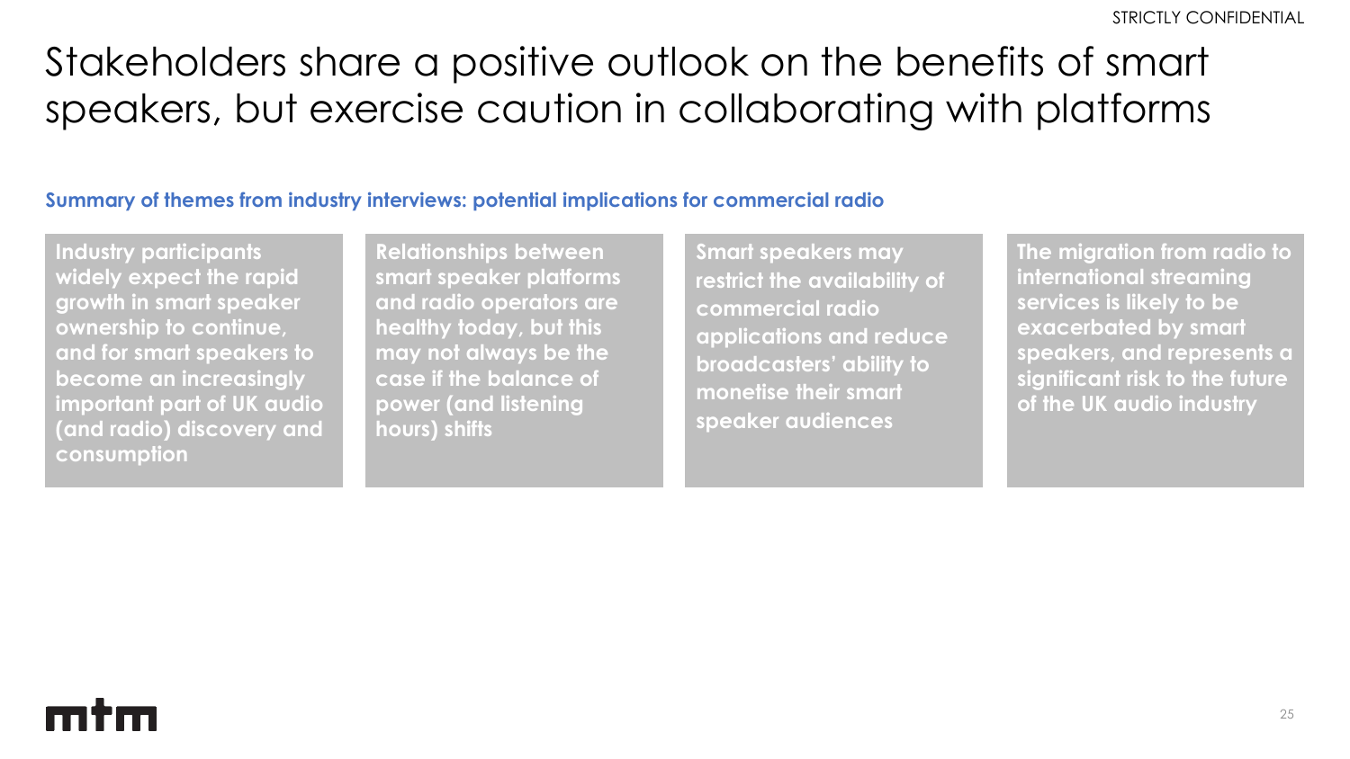# Stakeholders share a positive outlook on the benefits of smart speakers, but exercise caution in collaborating with platforms

**Summary of themes from industry interviews: potential implications for commercial radio**

- **Industry participants widely expect the rapid growth in smart speaker ownership to continue, and for smart speakers to become an increasingly important part of UK audio (and radio) discovery and consumption**
- **Relationships between smart speaker platforms and radio operators are healthy today, but this may not always be the case if the balance of power (and listening hours) shifts**
- **Smart speakers may restrict the availability of commercial radio applications and reduce broadcasters' ability to monetise their smart speaker audiences**
- **The migration from radio to international streaming services is likely to be exacerbated by smart speakers, and represents a significant risk to the future of the UK audio industry**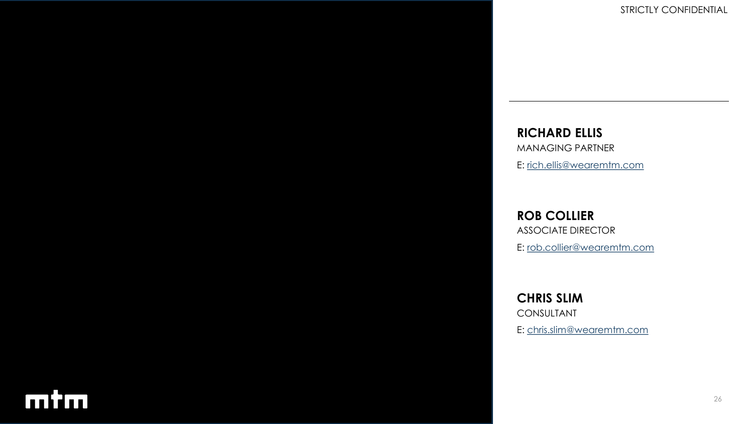STRICTLY CONFIDENTIAL

**RICHARD ELLIS**
MANAGING PARTNER
E: rich.ellis@wearemtm.com

**ROB COLLIER**
ASSOCIATE DIRECTOR
E: rob.collier@wearemtm.com

**CHRIS SLIM**
CONSULTANT
E: chris.slim@wearemtm.com

mtm